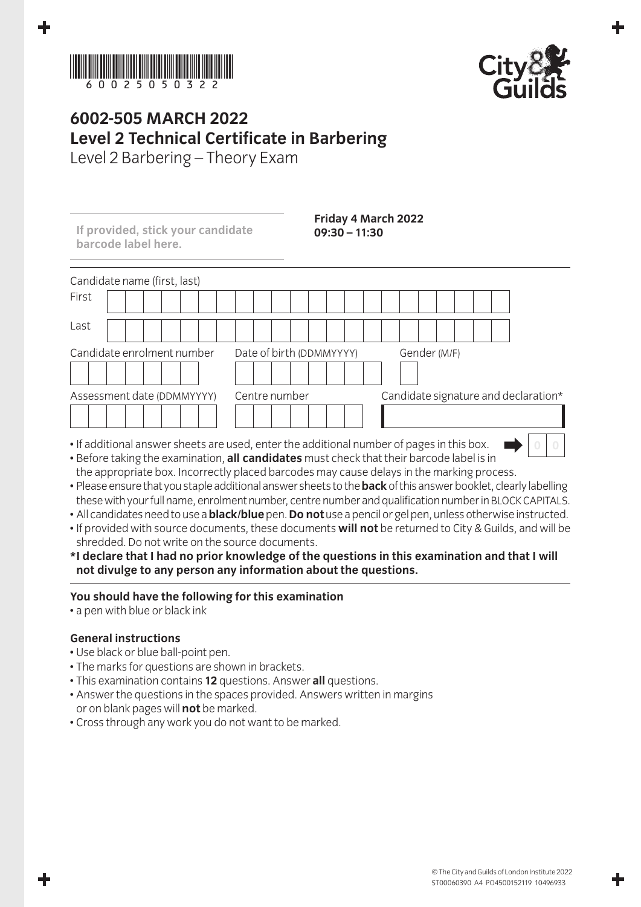6002505 0322

# 6002-505 MARCH 2022
## Level 2 Technical Certificate in Barbering
Level 2 Barbering – Theory Exam

**If provided, stick your candidate barcode label here.**

**Friday 4 March 2022**
**09:30 – 11:30**

Candidate name (first, last)

First

Last

Candidate enrolment number | Date of birth (DDMMYYYY) | Gender (M/F)

Assessment date (DDMMYYYY) | Centre number | Candidate signature and declaration*

- If additional answer sheets are used, enter the additional number of pages in this box. 0 0
- Before taking the examination, **all candidates** must check that their barcode label is in the appropriate box. Incorrectly placed barcodes may cause delays in the marking process.
- Please ensure that you staple additional answer sheets to the **back** of this answer booklet, clearly labelling these with your full name, enrolment number, centre number and qualification number in BLOCK CAPITALS.
- All candidates need to use a **black/blue** pen. **Do not** use a pencil or gel pen, unless otherwise instructed.
- If provided with source documents, these documents **will not** be returned to City & Guilds, and will be shredded. Do not write on the source documents.

**\*I declare that I had no prior knowledge of the questions in this examination and that I will not divulge to any person any information about the questions.**

**You should have the following for this examination**
- a pen with blue or black ink

**General instructions**
- Use black or blue ball-point pen.
- The marks for questions are shown in brackets.
- This examination contains **12** questions. Answer **all** questions.
- Answer the questions in the spaces provided. Answers written in margins or on blank pages will **not** be marked.
- Cross through any work you do not want to be marked.

© The City and Guilds of London Institute 2022
ST00060390 A4 PO4500152119 10496933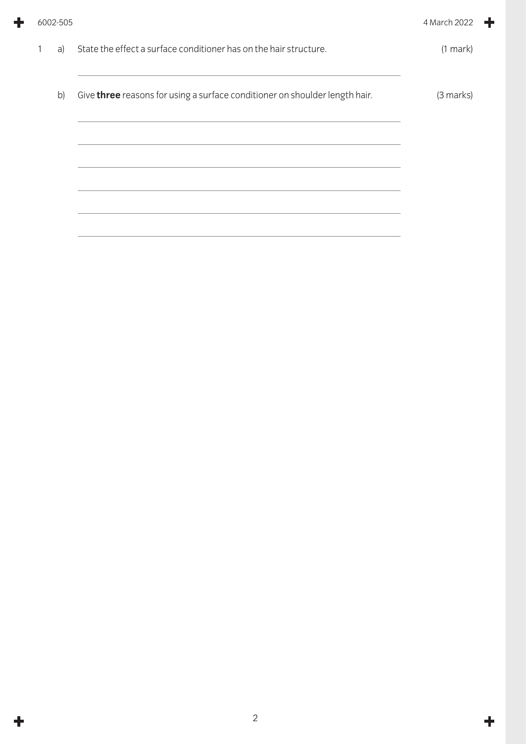1 a) State the effect a surface conditioner has on the hair structure. (1 mark)

b) Give **three** reasons for using a surface conditioner on shoulder length hair. (3 marks)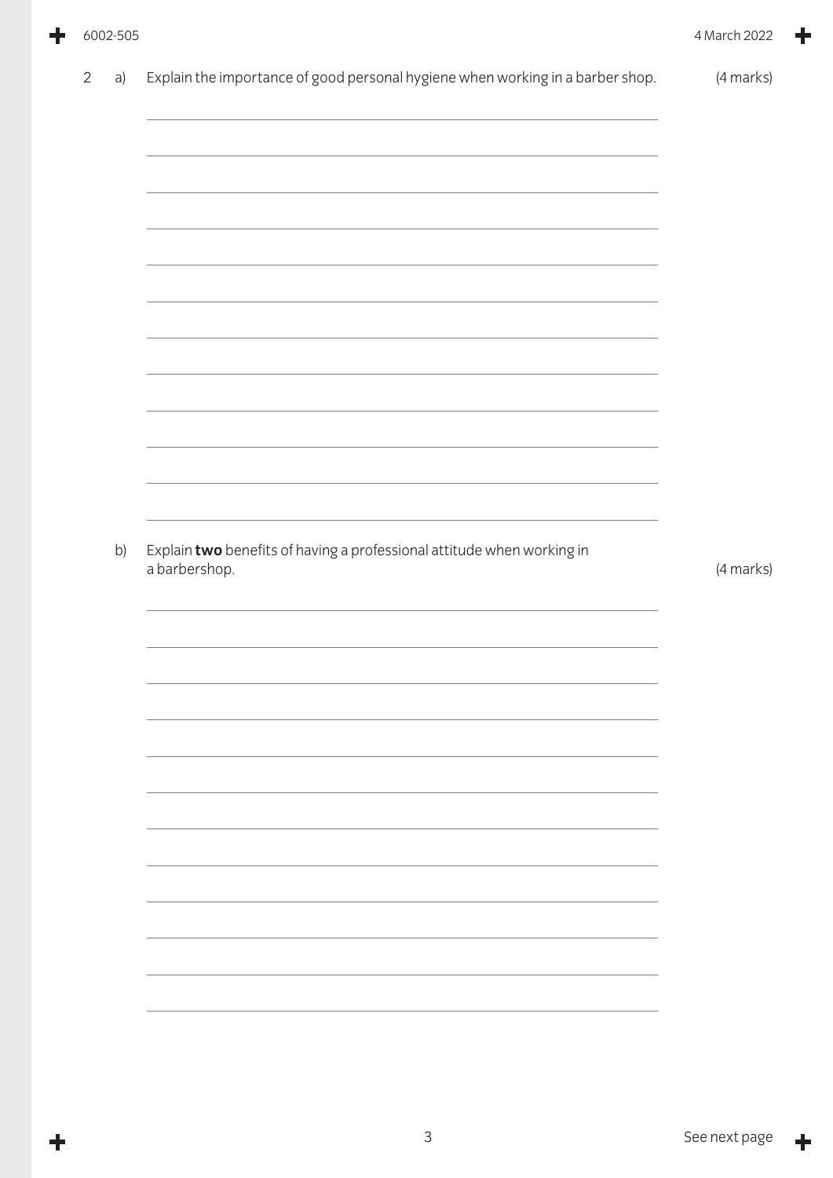2 a) Explain the importance of good personal hygiene when working in a barber shop. (4 marks)

b) Explain **two** benefits of having a professional attitude when working in a barbershop. (4 marks)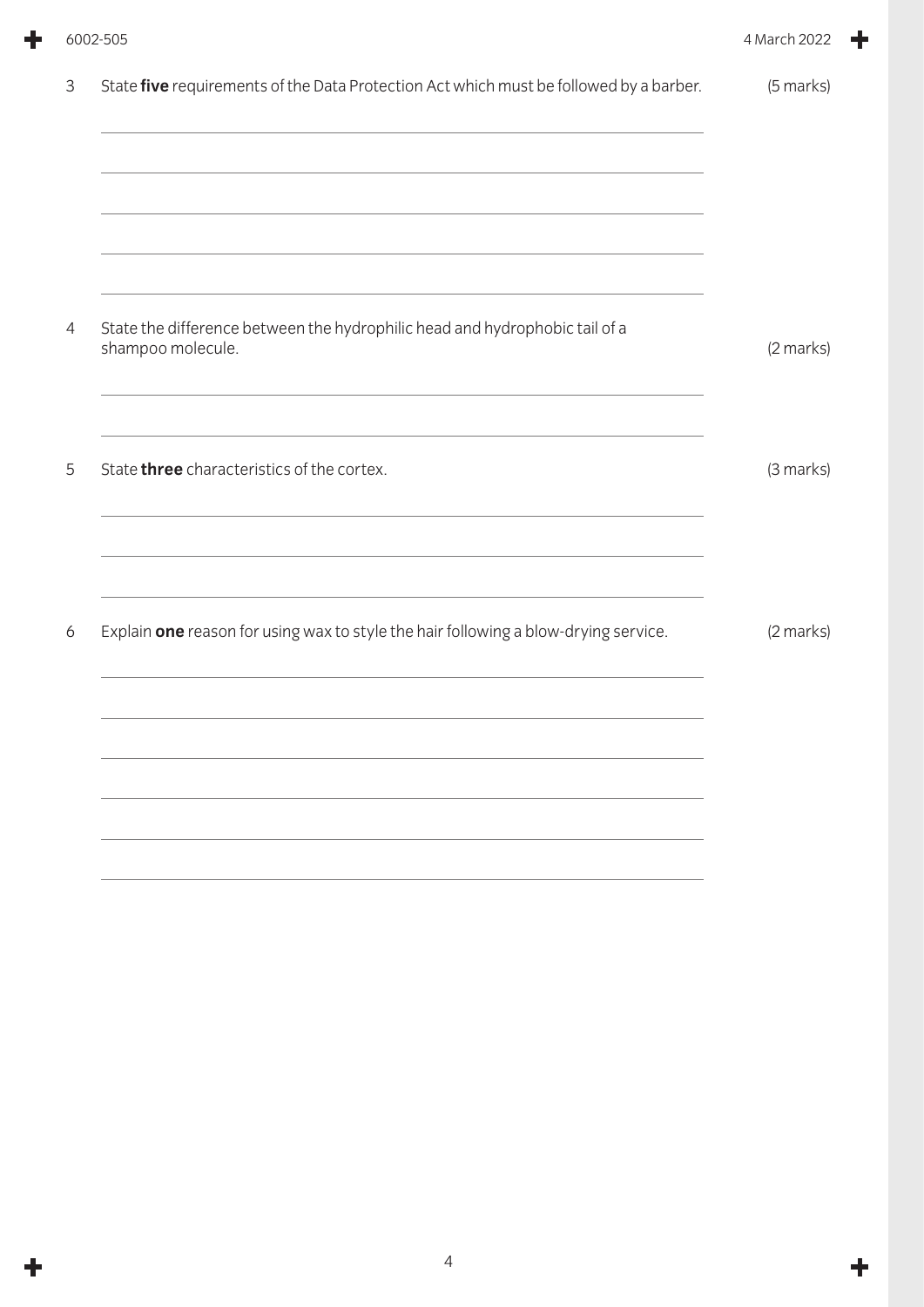3 State **five** requirements of the Data Protection Act which must be followed by a barber. (5 marks)

4 State the difference between the hydrophilic head and hydrophobic tail of a shampoo molecule. (2 marks)

5 State **three** characteristics of the cortex. (3 marks)

6 Explain **one** reason for using wax to style the hair following a blow-drying service. (2 marks)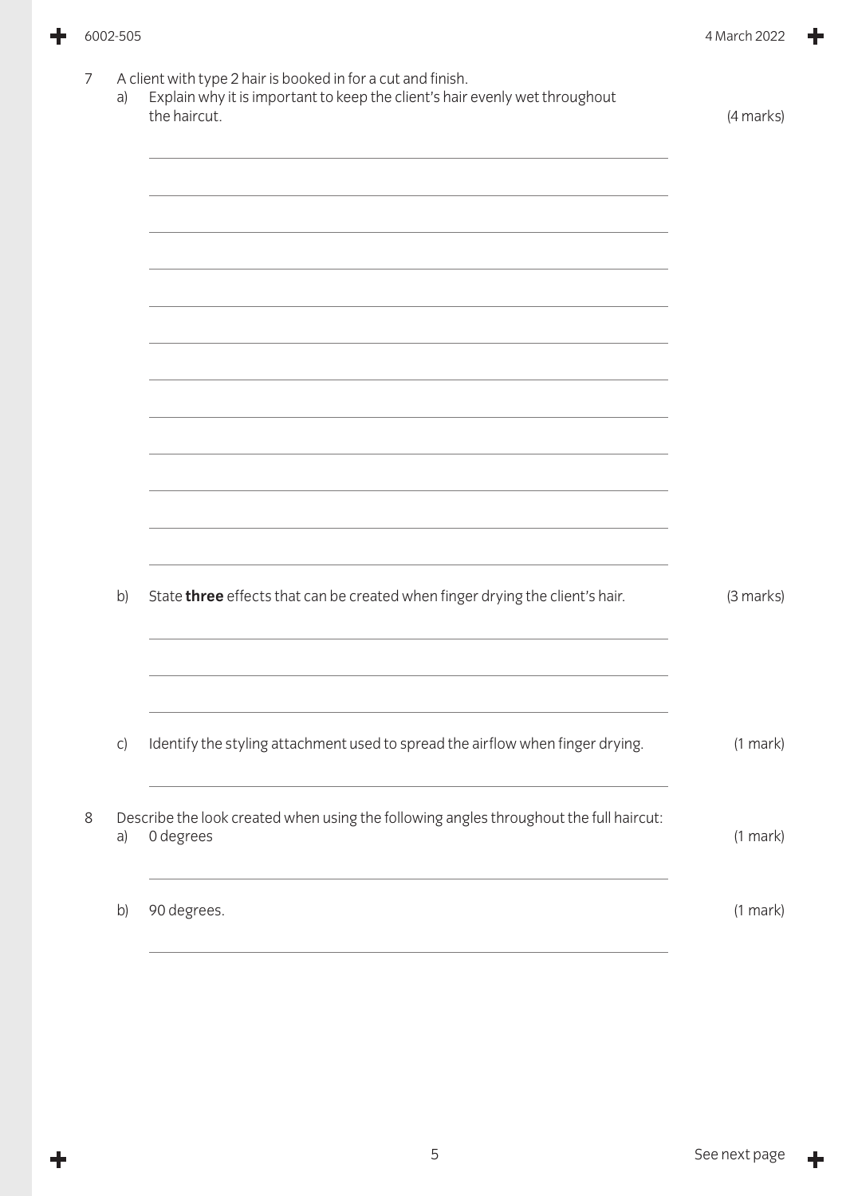7 A client with type 2 hair is booked in for a cut and finish.

a) Explain why it is important to keep the client's hair evenly wet throughout the haircut. (4 marks)

b) State **three** effects that can be created when finger drying the client's hair. (3 marks)

c) Identify the styling attachment used to spread the airflow when finger drying. (1 mark)

8 Describe the look created when using the following angles throughout the full haircut:

a) 0 degrees (1 mark)

b) 90 degrees. (1 mark)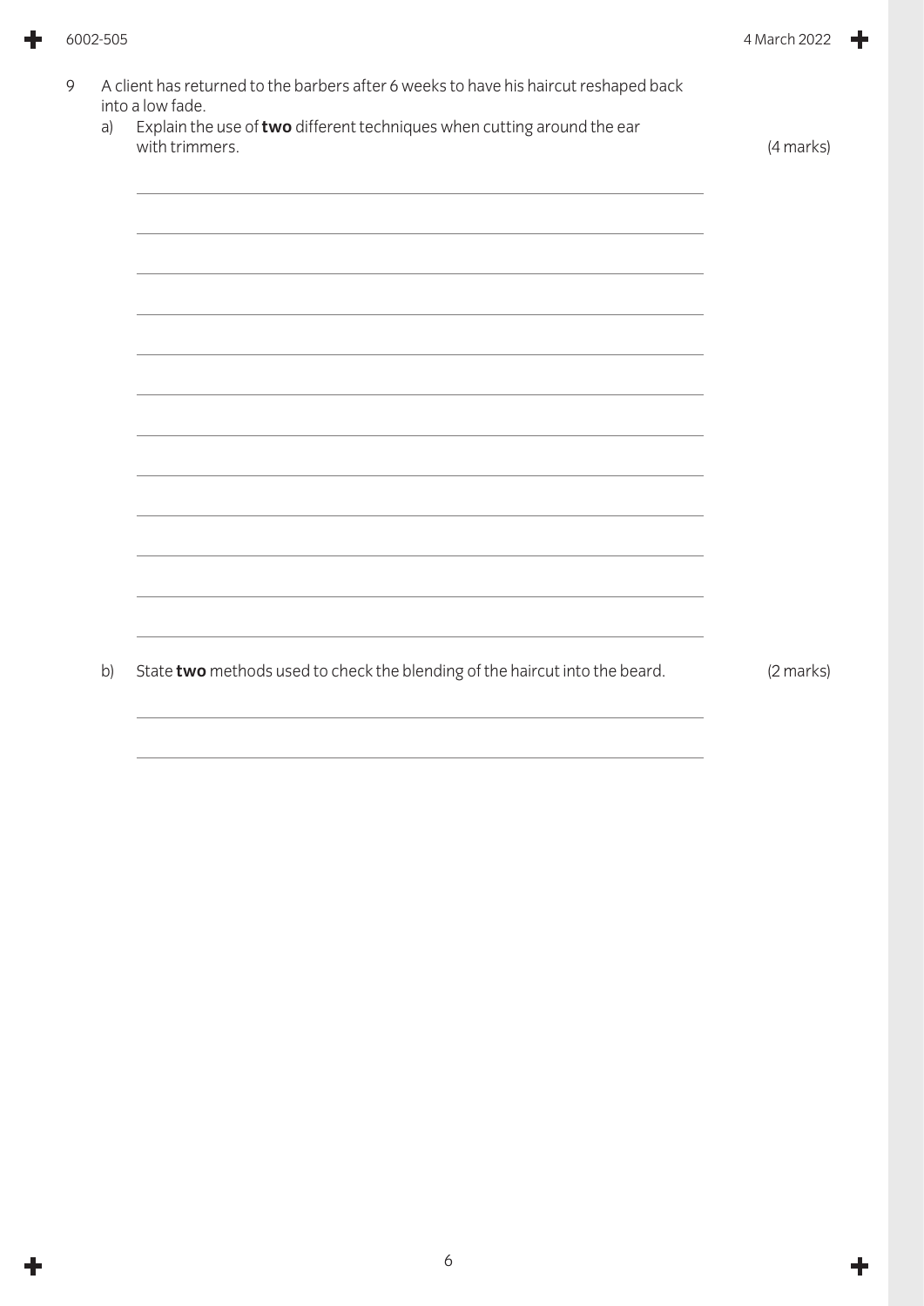9 A client has returned to the barbers after 6 weeks to have his haircut reshaped back into a low fade.

a) Explain the use of **two** different techniques when cutting around the ear with trimmers. (4 marks)

b) State **two** methods used to check the blending of the haircut into the beard. (2 marks)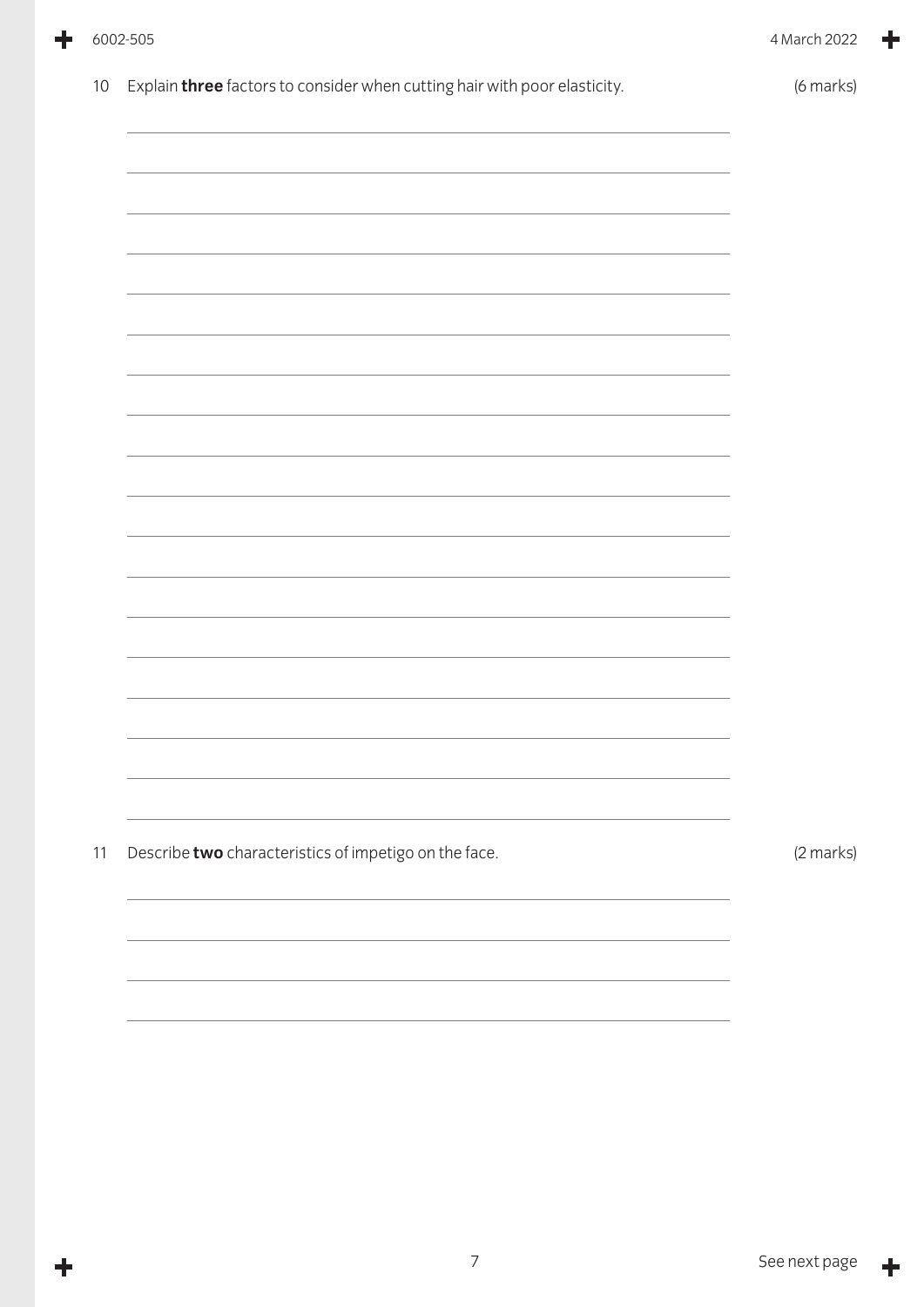10 Explain **three** factors to consider when cutting hair with poor elasticity. (6 marks)

11 Describe **two** characteristics of impetigo on the face. (2 marks)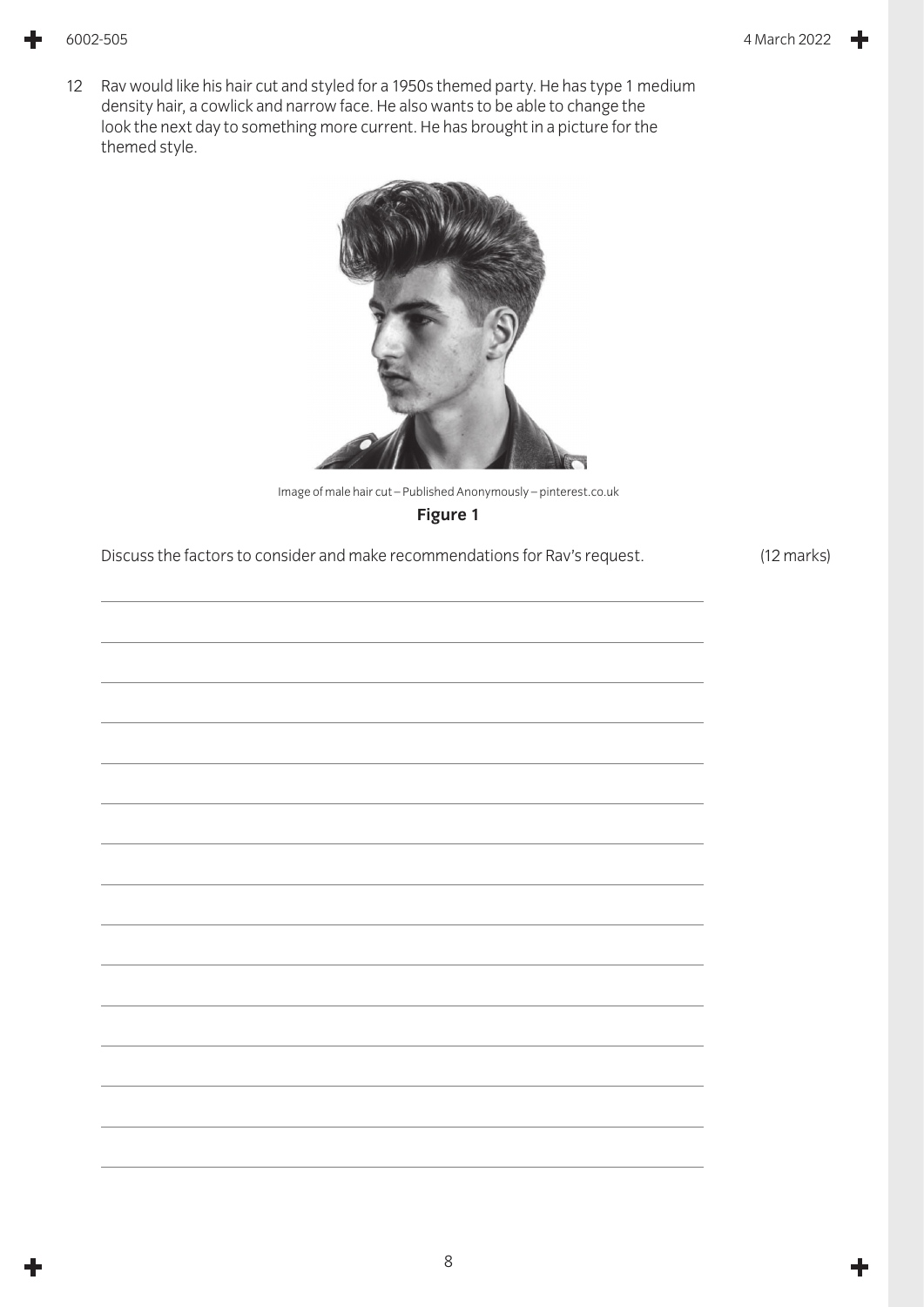12 Rav would like his hair cut and styled for a 1950s themed party. He has type 1 medium density hair, a cowlick and narrow face. He also wants to be able to change the look the next day to something more current. He has brought in a picture for the themed style.

Image of male hair cut – Published Anonymously – pinterest.co.uk

**Figure 1**

Discuss the factors to consider and make recommendations for Rav's request. (12 marks)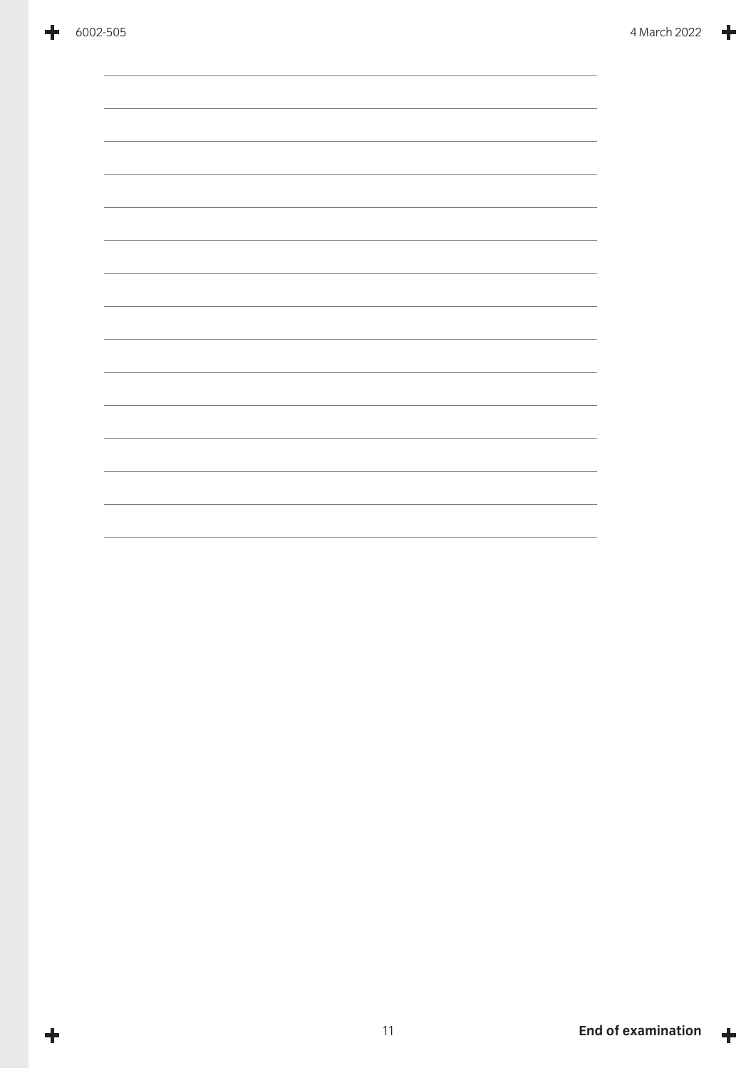**End of examination**